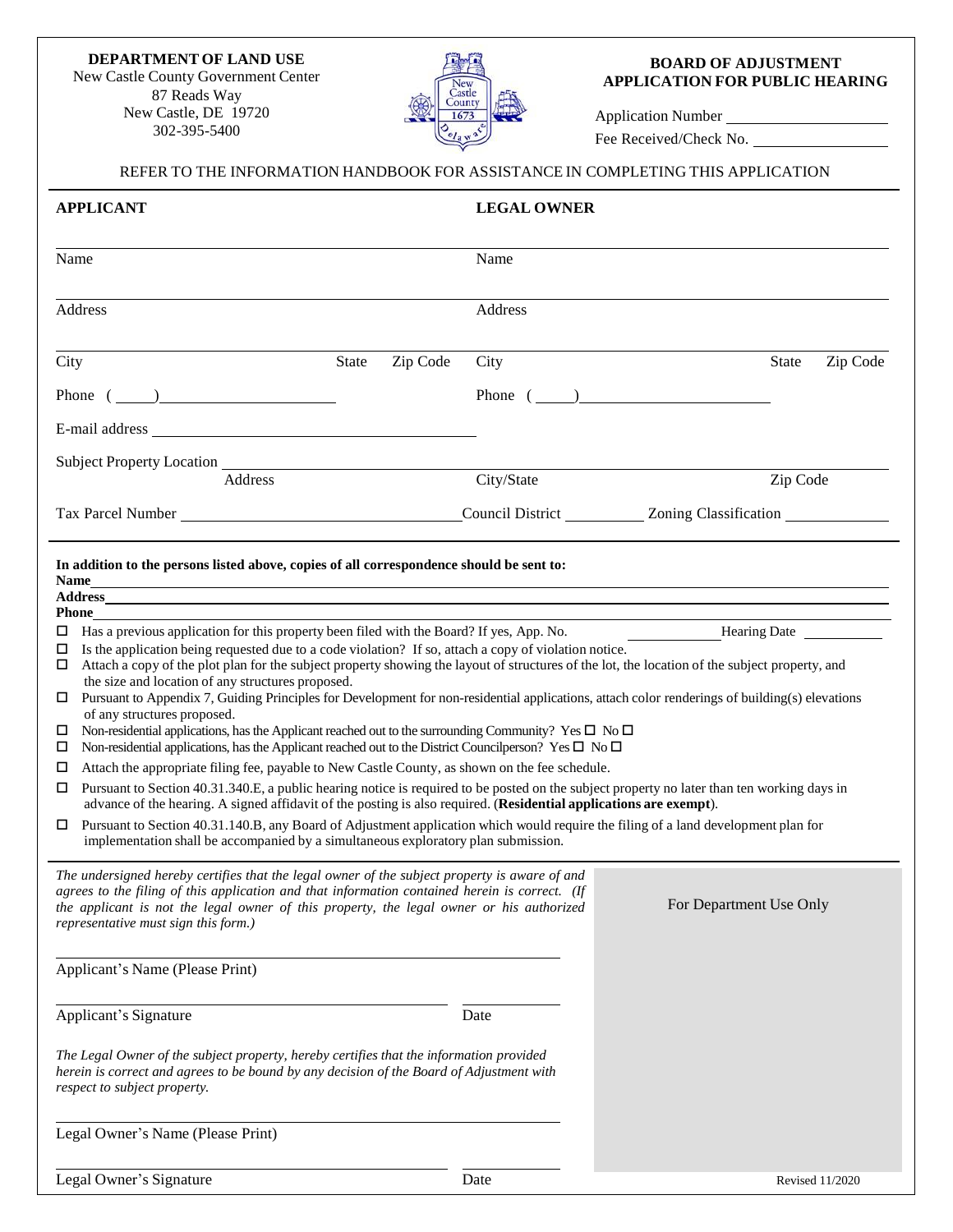**DEPARTMENT OF LAND USE**
New Castle County Government Center
87 Reads Way
New Castle, DE 19720
302-395-5400

**BOARD OF ADJUSTMENT**
**APPLICATION FOR PUBLIC HEARING**

Application Number ____________________

Fee Received/Check No. ________________

REFER TO THE INFORMATION HANDBOOK FOR ASSISTANCE IN COMPLETING THIS APPLICATION

| **APPLICANT** | | | **LEGAL OWNER** | | |
|---|---|---|---|---|---|
| Name | | | Name | | |
| Address | | | Address | | |
| City | State | Zip Code | City | State | Zip Code |
| Phone ( ) | | | Phone ( ) | | |

E-mail address ____________________

Subject Property Location ____________________
Address / City/State / Zip Code

Tax Parcel Number ____________________ Council District __________ Zoning Classification __________

**In addition to the persons listed above, copies of all correspondence should be sent to:**
**Name** ____________________
**Address** ____________________
**Phone** ____________________

- ☐ Has a previous application for this property been filed with the Board? If yes, App. No. __________ Hearing Date __________
- ☐ Is the application being requested due to a code violation? If so, attach a copy of violation notice.
- ☐ Attach a copy of the plot plan for the subject property showing the layout of structures of the lot, the location of the subject property, and the size and location of any structures proposed.
- ☐ Pursuant to Appendix 7, Guiding Principles for Development for non-residential applications, attach color renderings of building(s) elevations of any structures proposed.
- ☐ Non-residential applications, has the Applicant reached out to the surrounding Community? Yes ☐ No ☐
- ☐ Non-residential applications, has the Applicant reached out to the District Councilperson? Yes ☐ No ☐
- ☐ Attach the appropriate filing fee, payable to New Castle County, as shown on the fee schedule.
- ☐ Pursuant to Section 40.31.340.E, a public hearing notice is required to be posted on the subject property no later than ten working days in advance of the hearing. A signed affidavit of the posting is also required. (**Residential applications are exempt**).
- ☐ Pursuant to Section 40.31.140.B, any Board of Adjustment application which would require the filing of a land development plan for implementation shall be accompanied by a simultaneous exploratory plan submission.

*The undersigned hereby certifies that the legal owner of the subject property is aware of and agrees to the filing of this application and that information contained herein is correct. (If the applicant is not the legal owner of this property, the legal owner or his authorized representative must sign this form.)*

____________________
Applicant's Name (Please Print)

____________________ __________
Applicant's Signature Date

*The Legal Owner of the subject property, hereby certifies that the information provided herein is correct and agrees to be bound by any decision of the Board of Adjustment with respect to subject property.*

____________________
Legal Owner's Name (Please Print)

____________________ __________
Legal Owner's Signature Date

For Department Use Only

Revised 11/2020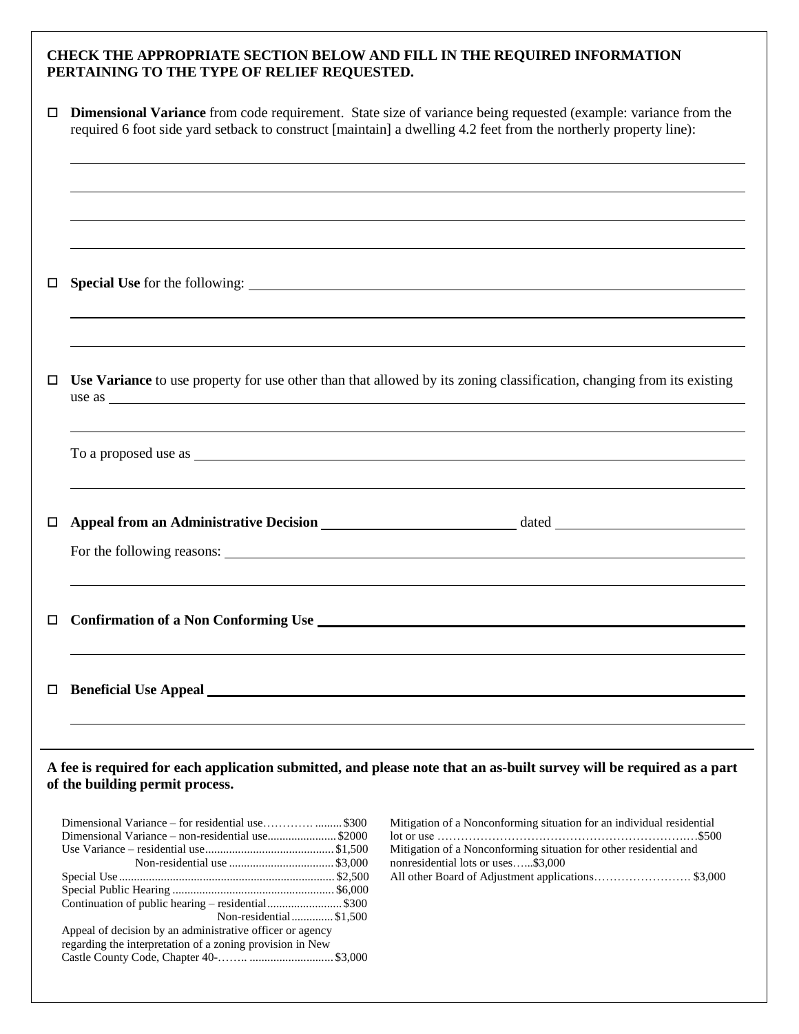**CHECK THE APPROPRIATE SECTION BELOW AND FILL IN THE REQUIRED INFORMATION PERTAINING TO THE TYPE OF RELIEF REQUESTED.**

☐ **Dimensional Variance** from code requirement. State size of variance being requested (example: variance from the required 6 foot side yard setback to construct [maintain] a dwelling 4.2 feet from the northerly property line):

\_\_\_\_\_\_\_\_\_\_\_\_\_\_\_\_\_\_\_\_\_\_\_\_\_\_\_\_\_\_\_\_\_\_\_\_\_\_\_\_

\_\_\_\_\_\_\_\_\_\_\_\_\_\_\_\_\_\_\_\_\_\_\_\_\_\_\_\_\_\_\_\_\_\_\_\_\_\_\_\_

\_\_\_\_\_\_\_\_\_\_\_\_\_\_\_\_\_\_\_\_\_\_\_\_\_\_\_\_\_\_\_\_\_\_\_\_\_\_\_\_

\_\_\_\_\_\_\_\_\_\_\_\_\_\_\_\_\_\_\_\_\_\_\_\_\_\_\_\_\_\_\_\_\_\_\_\_\_\_\_\_

☐ **Special Use** for the following: \_\_\_\_\_\_\_\_\_\_\_\_\_\_\_\_\_\_\_\_

\_\_\_\_\_\_\_\_\_\_\_\_\_\_\_\_\_\_\_\_\_\_\_\_\_\_\_\_\_\_\_\_\_\_\_\_\_\_\_\_

\_\_\_\_\_\_\_\_\_\_\_\_\_\_\_\_\_\_\_\_\_\_\_\_\_\_\_\_\_\_\_\_\_\_\_\_\_\_\_\_

☐ **Use Variance** to use property for use other than that allowed by its zoning classification, changing from its existing use as \_\_\_\_\_\_\_\_\_\_\_\_\_\_\_\_\_\_\_\_

\_\_\_\_\_\_\_\_\_\_\_\_\_\_\_\_\_\_\_\_\_\_\_\_\_\_\_\_\_\_\_\_\_\_\_\_\_\_\_\_

To a proposed use as \_\_\_\_\_\_\_\_\_\_\_\_\_\_\_\_\_\_\_\_

\_\_\_\_\_\_\_\_\_\_\_\_\_\_\_\_\_\_\_\_\_\_\_\_\_\_\_\_\_\_\_\_\_\_\_\_\_\_\_\_

☐ **Appeal from an Administrative Decision** \_\_\_\_\_\_\_\_\_\_\_\_\_\_\_\_\_\_\_\_ dated \_\_\_\_\_\_\_\_\_\_\_\_\_\_\_\_\_\_\_\_

For the following reasons: \_\_\_\_\_\_\_\_\_\_\_\_\_\_\_\_\_\_\_\_

\_\_\_\_\_\_\_\_\_\_\_\_\_\_\_\_\_\_\_\_\_\_\_\_\_\_\_\_\_\_\_\_\_\_\_\_\_\_\_\_

☐ **Confirmation of a Non Conforming Use** \_\_\_\_\_\_\_\_\_\_\_\_\_\_\_\_\_\_\_\_

\_\_\_\_\_\_\_\_\_\_\_\_\_\_\_\_\_\_\_\_\_\_\_\_\_\_\_\_\_\_\_\_\_\_\_\_\_\_\_\_

☐ **Beneficial Use Appeal** \_\_\_\_\_\_\_\_\_\_\_\_\_\_\_\_\_\_\_\_

\_\_\_\_\_\_\_\_\_\_\_\_\_\_\_\_\_\_\_\_\_\_\_\_\_\_\_\_\_\_\_\_\_\_\_\_\_\_\_\_

**A fee is required for each application submitted, and please note that an as-built survey will be required as a part of the building permit process.**

Dimensional Variance – for residential use…………. ......... $300
Dimensional Variance – non-residential use....................... $2000
Use Variance – residential use........................................... $1,500
Non-residential use .................................. $3,000
Special Use....................................................................... $2,500
Special Public Hearing ..................................................... $6,000
Continuation of public hearing – residential......................... $300
Non-residential............. $1,500
Appeal of decision by an administrative officer or agency regarding the interpretation of a zoning provision in New Castle County Code, Chapter 40-…….. ........................... $3,000

Mitigation of a Nonconforming situation for an individual residential lot or use ……………………………………………………………$500
Mitigation of a Nonconforming situation for other residential and nonresidential lots or uses…...$3,000
All other Board of Adjustment applications……………………. $3,000